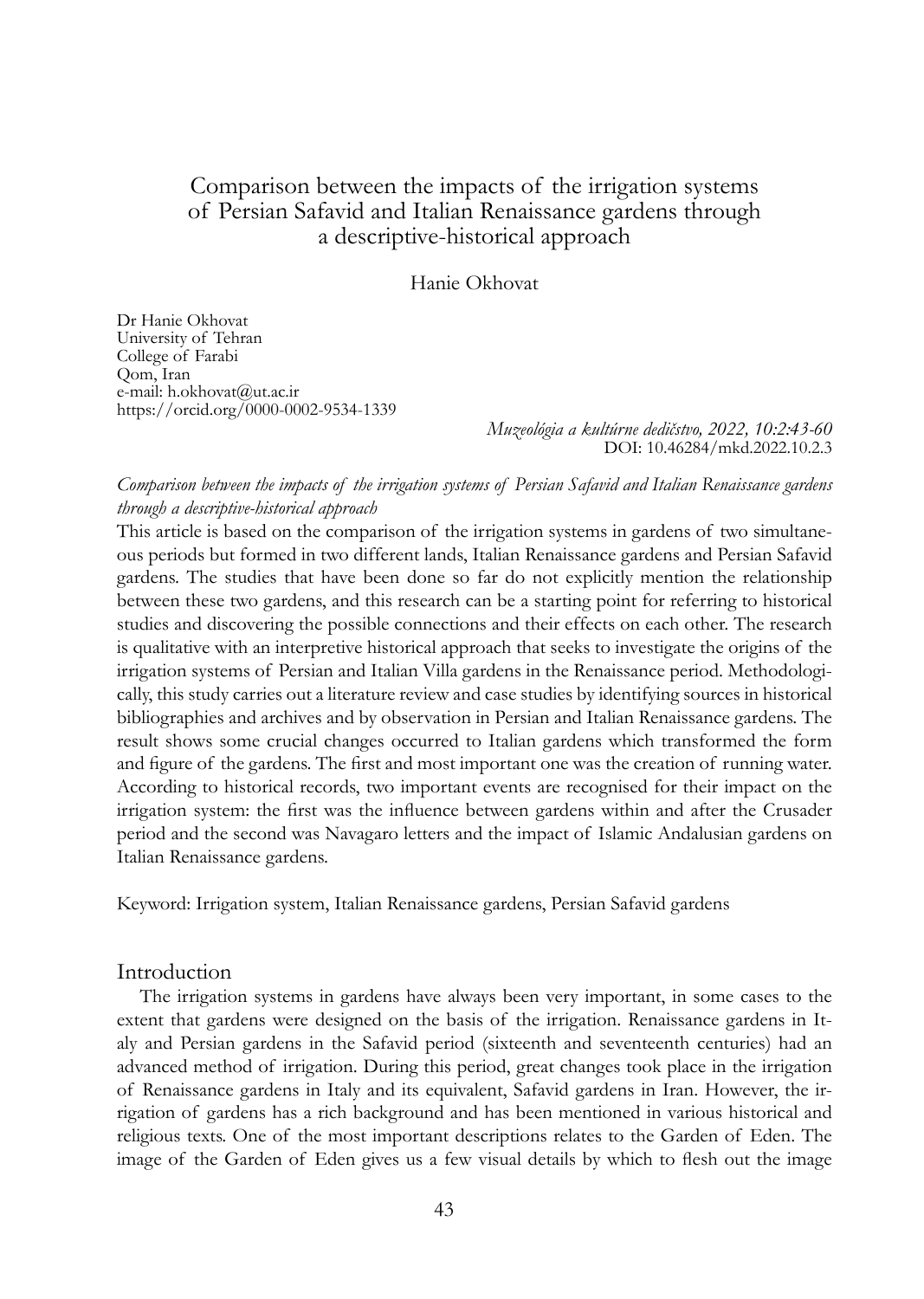# Comparison between the impacts of the irrigation systems of Persian Safavid and Italian Renaissance gardens through a descriptive-historical approach

Hanie Okhovat

Dr Hanie Okhovat
University of Tehran
College of Farabi
Qom, Iran
e-mail: h.okhovat@ut.ac.ir
https://orcid.org/0000-0002-9534-1339

*Muzeológia a kultúrne dedičstvo, 2022, 10:2:43-60*
DOI: 10.46284/mkd.2022.10.2.3

*Comparison between the impacts of the irrigation systems of Persian Safavid and Italian Renaissance gardens through a descriptive-historical approach*

This article is based on the comparison of the irrigation systems in gardens of two simultaneous periods but formed in two different lands, Italian Renaissance gardens and Persian Safavid gardens. The studies that have been done so far do not explicitly mention the relationship between these two gardens, and this research can be a starting point for referring to historical studies and discovering the possible connections and their effects on each other. The research is qualitative with an interpretive historical approach that seeks to investigate the origins of the irrigation systems of Persian and Italian Villa gardens in the Renaissance period. Methodologically, this study carries out a literature review and case studies by identifying sources in historical bibliographies and archives and by observation in Persian and Italian Renaissance gardens. The result shows some crucial changes occurred to Italian gardens which transformed the form and figure of the gardens. The first and most important one was the creation of running water. According to historical records, two important events are recognised for their impact on the irrigation system: the first was the influence between gardens within and after the Crusader period and the second was Navagaro letters and the impact of Islamic Andalusian gardens on Italian Renaissance gardens.

Keyword: Irrigation system, Italian Renaissance gardens, Persian Safavid gardens

## Introduction

The irrigation systems in gardens have always been very important, in some cases to the extent that gardens were designed on the basis of the irrigation. Renaissance gardens in Italy and Persian gardens in the Safavid period (sixteenth and seventeenth centuries) had an advanced method of irrigation. During this period, great changes took place in the irrigation of Renaissance gardens in Italy and its equivalent, Safavid gardens in Iran. However, the irrigation of gardens has a rich background and has been mentioned in various historical and religious texts. One of the most important descriptions relates to the Garden of Eden. The image of the Garden of Eden gives us a few visual details by which to flesh out the image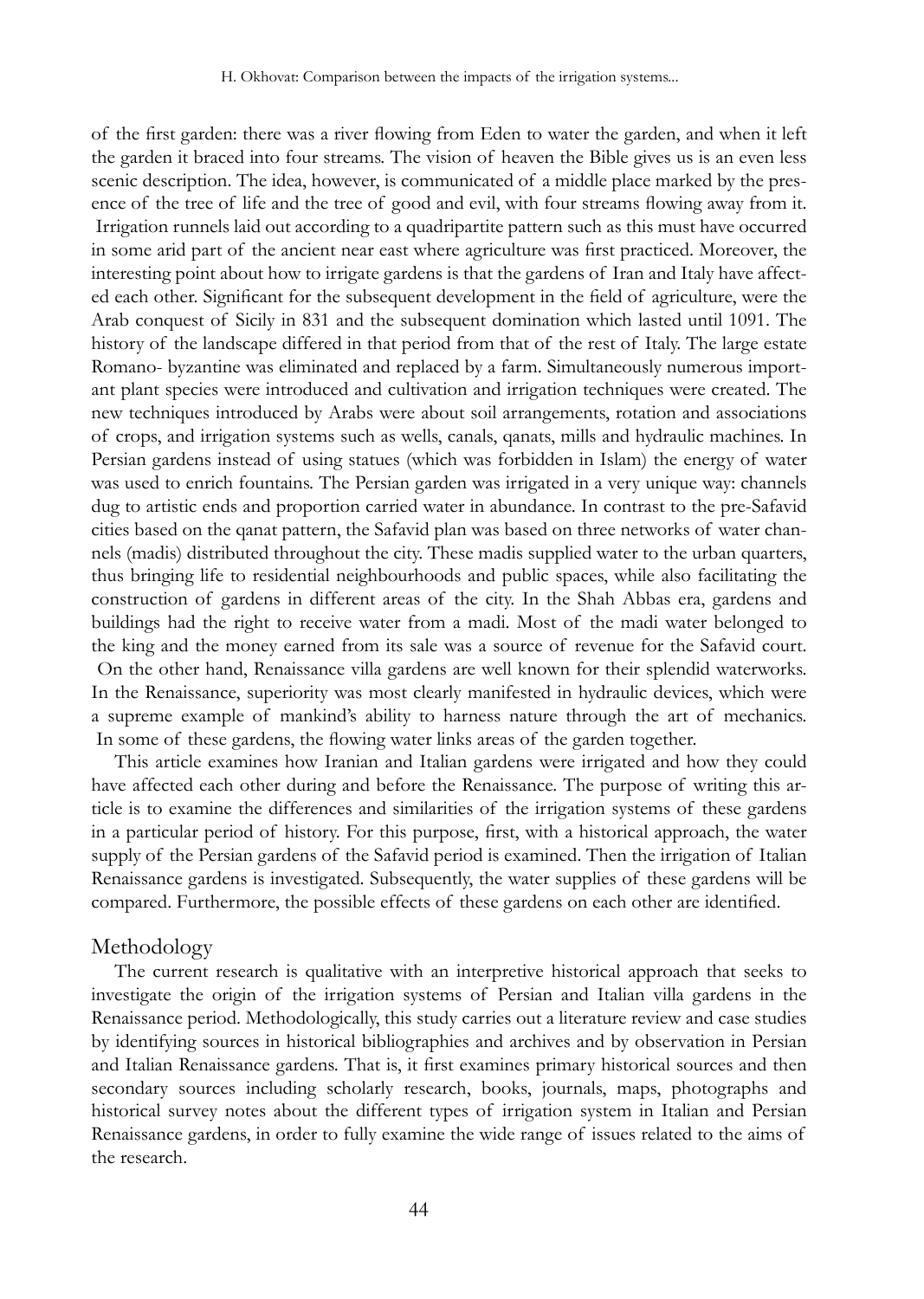of the first garden: there was a river flowing from Eden to water the garden, and when it left the garden it braced into four streams. The vision of heaven the Bible gives us is an even less scenic description. The idea, however, is communicated of a middle place marked by the presence of the tree of life and the tree of good and evil, with four streams flowing away from it. Irrigation runnels laid out according to a quadripartite pattern such as this must have occurred in some arid part of the ancient near east where agriculture was first practiced. Moreover, the interesting point about how to irrigate gardens is that the gardens of Iran and Italy have affected each other. Significant for the subsequent development in the field of agriculture, were the Arab conquest of Sicily in 831 and the subsequent domination which lasted until 1091. The history of the landscape differed in that period from that of the rest of Italy. The large estate Romano- byzantine was eliminated and replaced by a farm. Simultaneously numerous important plant species were introduced and cultivation and irrigation techniques were created. The new techniques introduced by Arabs were about soil arrangements, rotation and associations of crops, and irrigation systems such as wells, canals, qanats, mills and hydraulic machines. In Persian gardens instead of using statues (which was forbidden in Islam) the energy of water was used to enrich fountains. The Persian garden was irrigated in a very unique way: channels dug to artistic ends and proportion carried water in abundance. In contrast to the pre-Safavid cities based on the qanat pattern, the Safavid plan was based on three networks of water channels (madis) distributed throughout the city. These madis supplied water to the urban quarters, thus bringing life to residential neighbourhoods and public spaces, while also facilitating the construction of gardens in different areas of the city. In the Shah Abbas era, gardens and buildings had the right to receive water from a madi. Most of the madi water belonged to the king and the money earned from its sale was a source of revenue for the Safavid court. On the other hand, Renaissance villa gardens are well known for their splendid waterworks. In the Renaissance, superiority was most clearly manifested in hydraulic devices, which were a supreme example of mankind's ability to harness nature through the art of mechanics. In some of these gardens, the flowing water links areas of the garden together.

This article examines how Iranian and Italian gardens were irrigated and how they could have affected each other during and before the Renaissance. The purpose of writing this article is to examine the differences and similarities of the irrigation systems of these gardens in a particular period of history. For this purpose, first, with a historical approach, the water supply of the Persian gardens of the Safavid period is examined. Then the irrigation of Italian Renaissance gardens is investigated. Subsequently, the water supplies of these gardens will be compared. Furthermore, the possible effects of these gardens on each other are identified.

## Methodology

The current research is qualitative with an interpretive historical approach that seeks to investigate the origin of the irrigation systems of Persian and Italian villa gardens in the Renaissance period. Methodologically, this study carries out a literature review and case studies by identifying sources in historical bibliographies and archives and by observation in Persian and Italian Renaissance gardens. That is, it first examines primary historical sources and then secondary sources including scholarly research, books, journals, maps, photographs and historical survey notes about the different types of irrigation system in Italian and Persian Renaissance gardens, in order to fully examine the wide range of issues related to the aims of the research.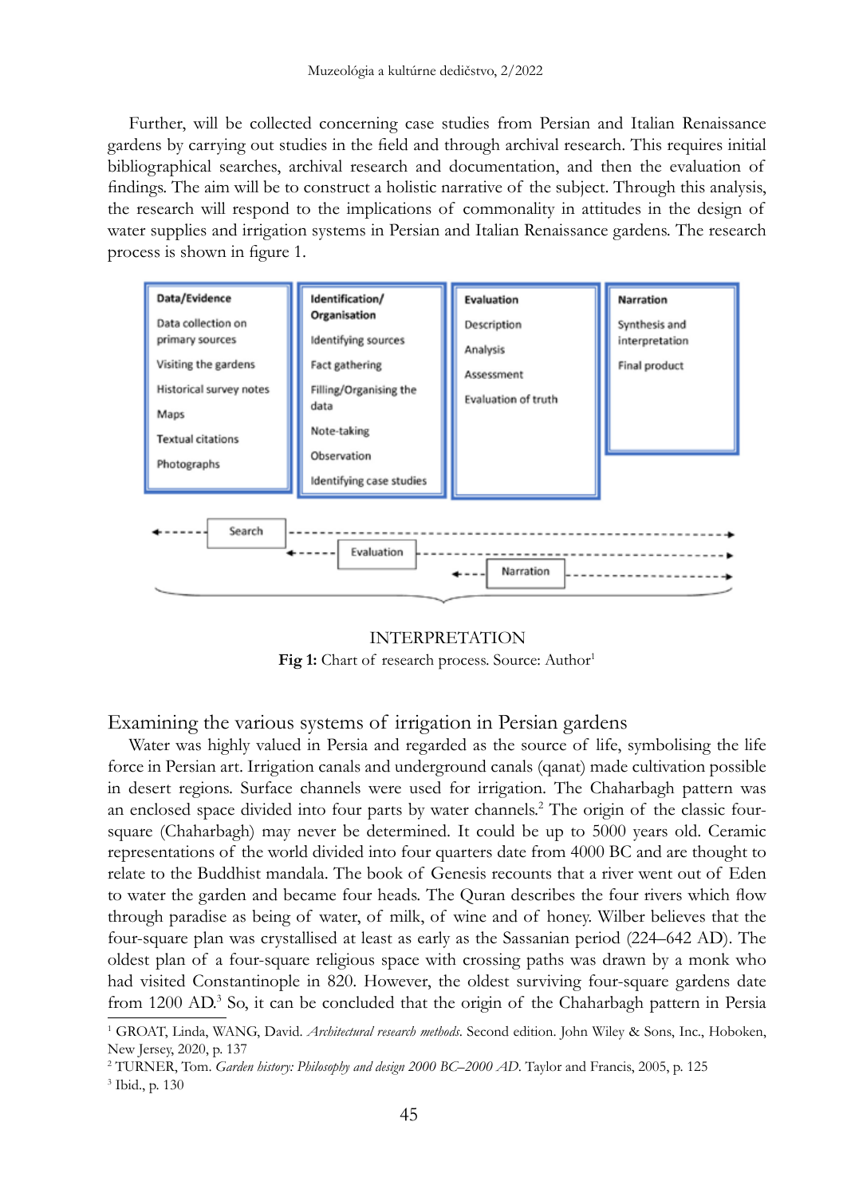Further, will be collected concerning case studies from Persian and Italian Renaissance gardens by carrying out studies in the field and through archival research. This requires initial bibliographical searches, archival research and documentation, and then the evaluation of findings. The aim will be to construct a holistic narrative of the subject. Through this analysis, the research will respond to the implications of commonality in attitudes in the design of water supplies and irrigation systems in Persian and Italian Renaissance gardens. The research process is shown in figure 1.

| Data/Evidence | Identification/ Organisation | Evaluation | Narration |
|---|---|---|---|
| Data collection on primary sources | Identifying sources | Description | Synthesis and interpretation |
| Visiting the gardens | Fact gathering | Analysis | Final product |
| Historical survey notes | Filling/Organising the data | Assessment | |
| Maps | Note-taking | Evaluation of truth | |
| Textual citations | Observation | | |
| Photographs | Identifying case studies | | |

Search → Evaluation → Narration

INTERPRETATION

**Fig 1:** Chart of research process. Source: Author[1]

## Examining the various systems of irrigation in Persian gardens

Water was highly valued in Persia and regarded as the source of life, symbolising the life force in Persian art. Irrigation canals and underground canals (qanat) made cultivation possible in desert regions. Surface channels were used for irrigation. The Chaharbagh pattern was an enclosed space divided into four parts by water channels.[2] The origin of the classic four-square (Chaharbagh) may never be determined. It could be up to 5000 years old. Ceramic representations of the world divided into four quarters date from 4000 BC and are thought to relate to the Buddhist mandala. The book of Genesis recounts that a river went out of Eden to water the garden and became four heads. The Quran describes the four rivers which flow through paradise as being of water, of milk, of wine and of honey. Wilber believes that the four-square plan was crystallised at least as early as the Sassanian period (224–642 AD). The oldest plan of a four-square religious space with crossing paths was drawn by a monk who had visited Constantinople in 820. However, the oldest surviving four-square gardens date from 1200 AD.[3] So, it can be concluded that the origin of the Chaharbagh pattern in Persia

---

[1] GROAT, Linda, WANG, David. *Architectural research methods*. Second edition. John Wiley & Sons, Inc., Hoboken, New Jersey, 2020, p. 137

[2] TURNER, Tom. *Garden history: Philosophy and design 2000 BC–2000 AD*. Taylor and Francis, 2005, p. 125

[3] Ibid., p. 130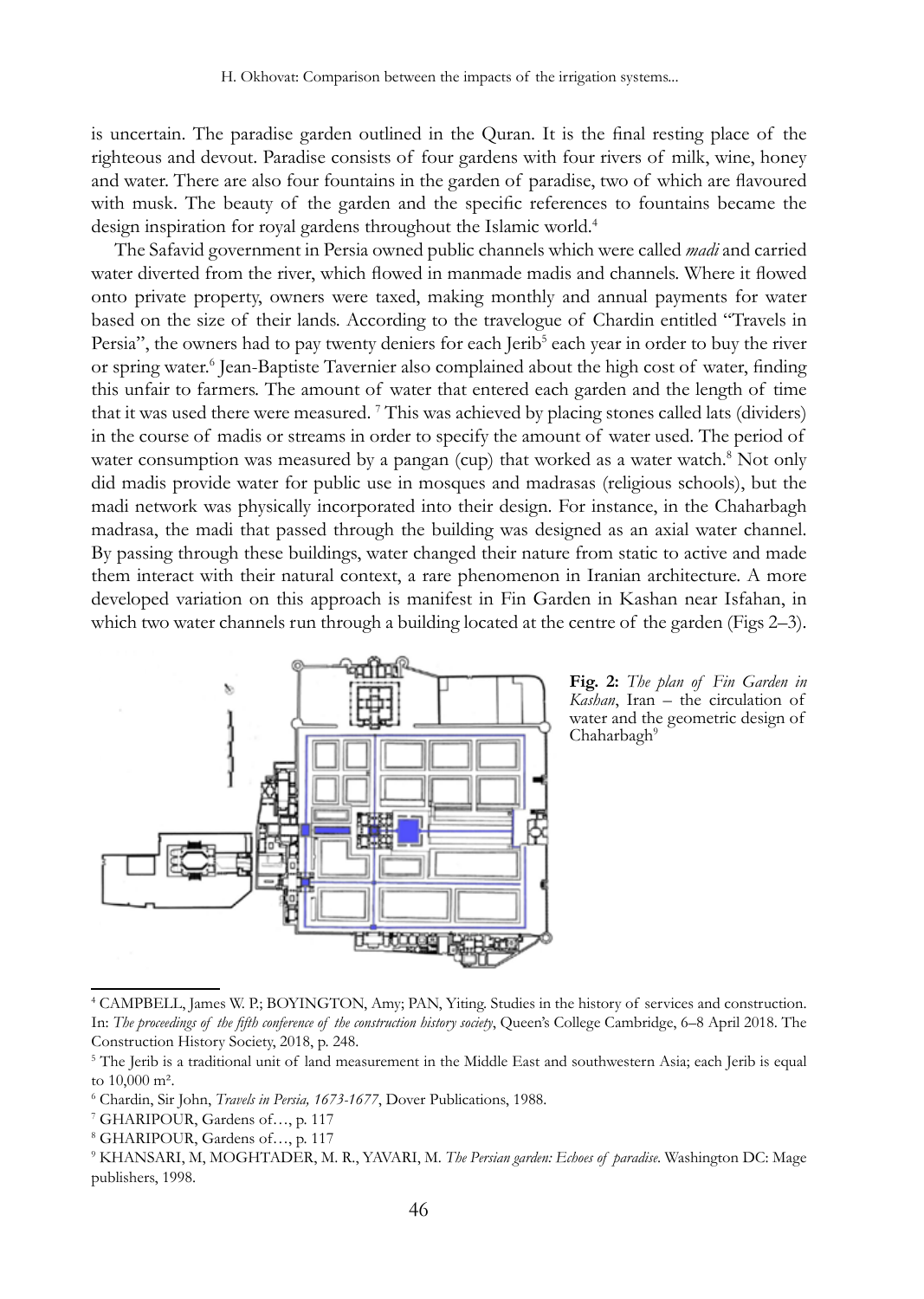is uncertain. The paradise garden outlined in the Quran. It is the final resting place of the righteous and devout. Paradise consists of four gardens with four rivers of milk, wine, honey and water. There are also four fountains in the garden of paradise, two of which are flavoured with musk. The beauty of the garden and the specific references to fountains became the design inspiration for royal gardens throughout the Islamic world.[4]

The Safavid government in Persia owned public channels which were called *madi* and carried water diverted from the river, which flowed in manmade madis and channels. Where it flowed onto private property, owners were taxed, making monthly and annual payments for water based on the size of their lands. According to the travelogue of Chardin entitled "Travels in Persia", the owners had to pay twenty deniers for each Jerib[5] each year in order to buy the river or spring water.[6] Jean-Baptiste Tavernier also complained about the high cost of water, finding this unfair to farmers. The amount of water that entered each garden and the length of time that it was used there were measured. [7] This was achieved by placing stones called lats (dividers) in the course of madis or streams in order to specify the amount of water used. The period of water consumption was measured by a pangan (cup) that worked as a water watch.[8] Not only did madis provide water for public use in mosques and madrasas (religious schools), but the madi network was physically incorporated into their design. For instance, in the Chaharbagh madrasa, the madi that passed through the building was designed as an axial water channel. By passing through these buildings, water changed their nature from static to active and made them interact with their natural context, a rare phenomenon in Iranian architecture. A more developed variation on this approach is manifest in Fin Garden in Kashan near Isfahan, in which two water channels run through a building located at the centre of the garden (Figs 2–3).

**Fig. 2:** *The plan of Fin Garden in Kashan*, Iran – the circulation of water and the geometric design of Chaharbagh[9]

---

[4] CAMPBELL, James W. P.; BOYINGTON, Amy; PAN, Yiting. Studies in the history of services and construction. In: *The proceedings of the fifth conference of the construction history society*, Queen's College Cambridge, 6–8 April 2018. The Construction History Society, 2018, p. 248.

[5] The Jerib is a traditional unit of land measurement in the Middle East and southwestern Asia; each Jerib is equal to 10,000 m².

[6] Chardin, Sir John, *Travels in Persia, 1673-1677*, Dover Publications, 1988.

[7] GHARIPOUR, Gardens of…, p. 117

[8] GHARIPOUR, Gardens of…, p. 117

[9] KHANSARI, M, MOGHTADER, M. R., YAVARI, M. *The Persian garden: Echoes of paradise*. Washington DC: Mage publishers, 1998.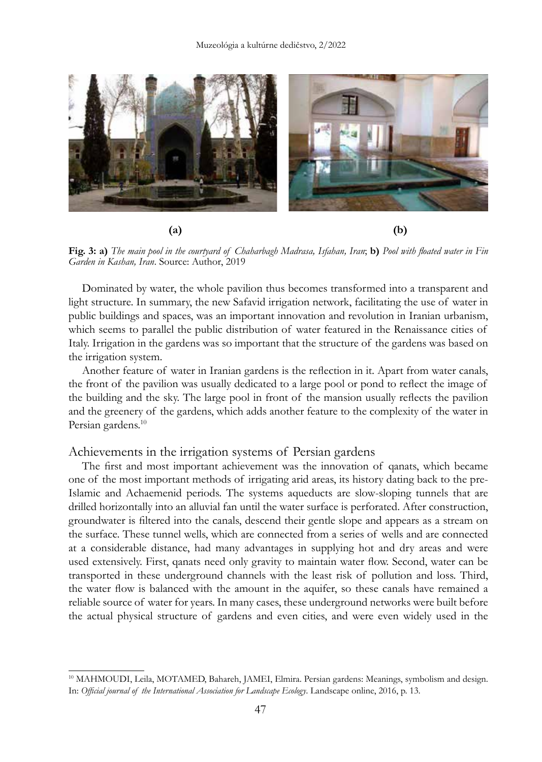(a) (b)

**Fig. 3: a)** *The main pool in the courtyard of Chaharbagh Madrasa, Isfahan, Iran*; **b)** *Pool with floated water in Fin Garden in Kashan, Iran*. Source: Author, 2019

Dominated by water, the whole pavilion thus becomes transformed into a transparent and light structure. In summary, the new Safavid irrigation network, facilitating the use of water in public buildings and spaces, was an important innovation and revolution in Iranian urbanism, which seems to parallel the public distribution of water featured in the Renaissance cities of Italy. Irrigation in the gardens was so important that the structure of the gardens was based on the irrigation system.

Another feature of water in Iranian gardens is the reflection in it. Apart from water canals, the front of the pavilion was usually dedicated to a large pool or pond to reflect the image of the building and the sky. The large pool in front of the mansion usually reflects the pavilion and the greenery of the gardens, which adds another feature to the complexity of the water in Persian gardens.[10]

## Achievements in the irrigation systems of Persian gardens

The first and most important achievement was the innovation of qanats, which became one of the most important methods of irrigating arid areas, its history dating back to the pre-Islamic and Achaemenid periods. The systems aqueducts are slow-sloping tunnels that are drilled horizontally into an alluvial fan until the water surface is perforated. After construction, groundwater is filtered into the canals, descend their gentle slope and appears as a stream on the surface. These tunnel wells, which are connected from a series of wells and are connected at a considerable distance, had many advantages in supplying hot and dry areas and were used extensively. First, qanats need only gravity to maintain water flow. Second, water can be transported in these underground channels with the least risk of pollution and loss. Third, the water flow is balanced with the amount in the aquifer, so these canals have remained a reliable source of water for years. In many cases, these underground networks were built before the actual physical structure of gardens and even cities, and were even widely used in the

---

[10] MAHMOUDI, Leila, MOTAMED, Bahareh, JAMEI, Elmira. Persian gardens: Meanings, symbolism and design. In: *Official journal of the International Association for Landscape Ecology*. Landscape online, 2016, p. 13.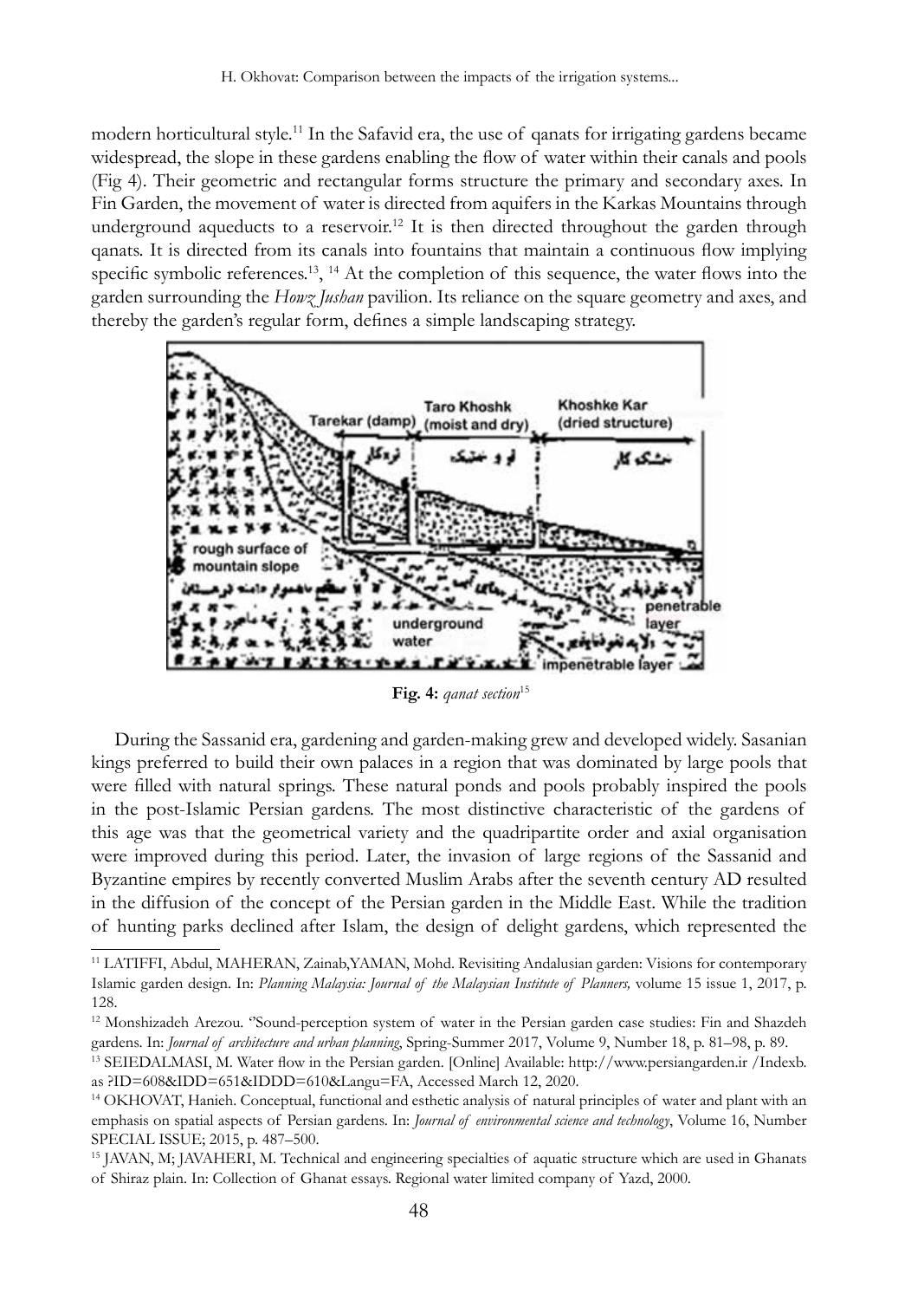modern horticultural style.[11] In the Safavid era, the use of qanats for irrigating gardens became widespread, the slope in these gardens enabling the flow of water within their canals and pools (Fig 4). Their geometric and rectangular forms structure the primary and secondary axes. In Fin Garden, the movement of water is directed from aquifers in the Karkas Mountains through underground aqueducts to a reservoir.[12] It is then directed throughout the garden through qanats. It is directed from its canals into fountains that maintain a continuous flow implying specific symbolic references.[13], [14] At the completion of this sequence, the water flows into the garden surrounding the *Howz Jushan* pavilion. Its reliance on the square geometry and axes, and thereby the garden's regular form, defines a simple landscaping strategy.

**Fig. 4:** *qanat section*[15]

During the Sassanid era, gardening and garden-making grew and developed widely. Sasanian kings preferred to build their own palaces in a region that was dominated by large pools that were filled with natural springs. These natural ponds and pools probably inspired the pools in the post-Islamic Persian gardens. The most distinctive characteristic of the gardens of this age was that the geometrical variety and the quadripartite order and axial organisation were improved during this period. Later, the invasion of large regions of the Sassanid and Byzantine empires by recently converted Muslim Arabs after the seventh century AD resulted in the diffusion of the concept of the Persian garden in the Middle East. While the tradition of hunting parks declined after Islam, the design of delight gardens, which represented the

---

[11] LATIFFI, Abdul, MAHERAN, Zainab,YAMAN, Mohd. Revisiting Andalusian garden: Visions for contemporary Islamic garden design. In: *Planning Malaysia: Journal of the Malaysian Institute of Planners,* volume 15 issue 1, 2017, p. 128.

[12] Monshizadeh Arezou. "Sound-perception system of water in the Persian garden case studies: Fin and Shazdeh gardens. In: *Journal of architecture and urban planning*, Spring-Summer 2017, Volume 9, Number 18, p. 81–98, p. 89.

[13] SEIEDALMASI, M. Water flow in the Persian garden. [Online] Available: http://www.persiangarden.ir /Indexb. as ?ID=608&IDD=651&IDDD=610&Langu=FA, Accessed March 12, 2020.

[14] OKHOVAT, Hanieh. Conceptual, functional and esthetic analysis of natural principles of water and plant with an emphasis on spatial aspects of Persian gardens. In: *Journal of environmental science and technology*, Volume 16, Number SPECIAL ISSUE; 2015, p. 487–500.

[15] JAVAN, M; JAVAHERI, M. Technical and engineering specialties of aquatic structure which are used in Ghanats of Shiraz plain. In: Collection of Ghanat essays. Regional water limited company of Yazd, 2000.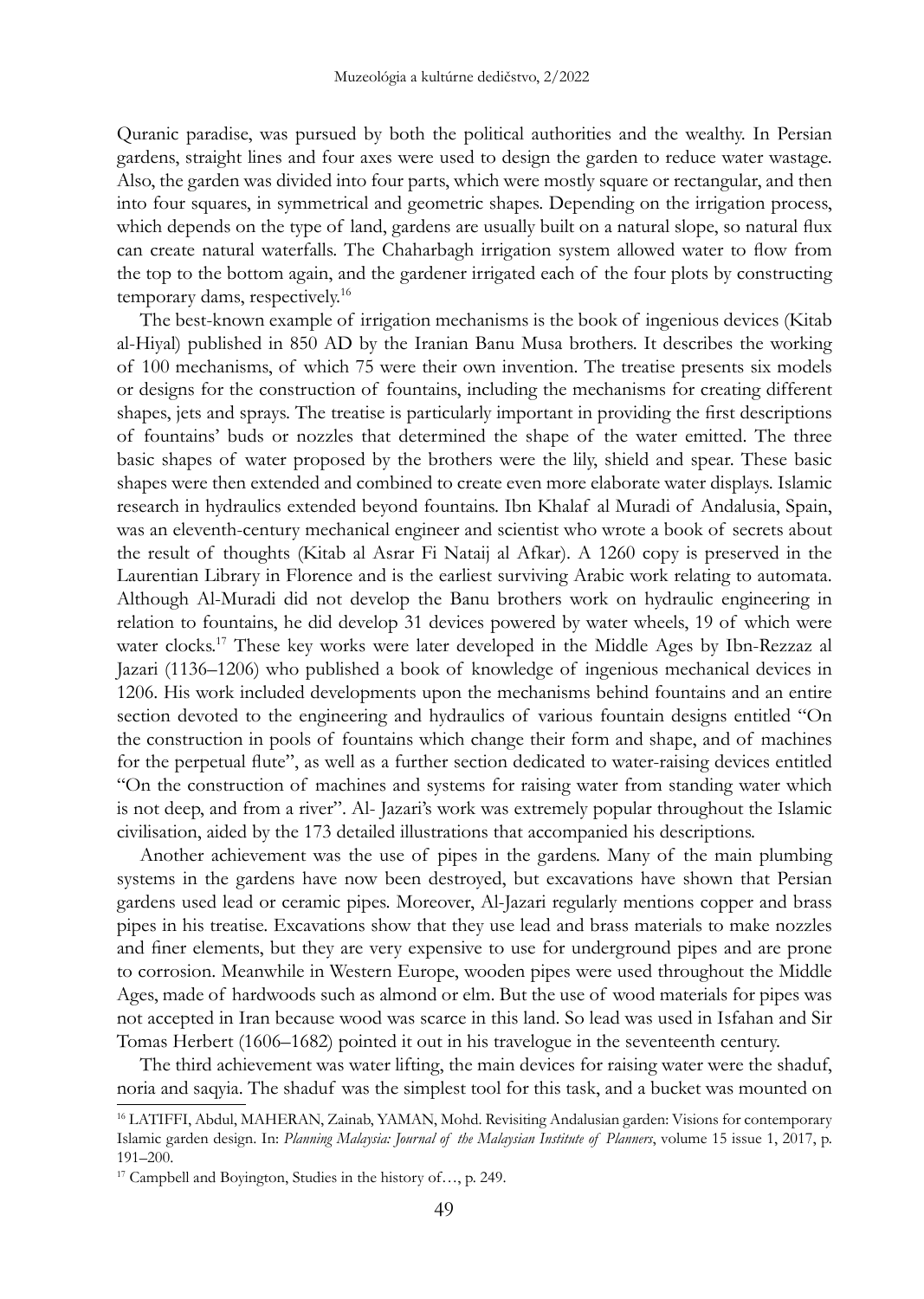Quranic paradise, was pursued by both the political authorities and the wealthy. In Persian gardens, straight lines and four axes were used to design the garden to reduce water wastage. Also, the garden was divided into four parts, which were mostly square or rectangular, and then into four squares, in symmetrical and geometric shapes. Depending on the irrigation process, which depends on the type of land, gardens are usually built on a natural slope, so natural flux can create natural waterfalls. The Chaharbagh irrigation system allowed water to flow from the top to the bottom again, and the gardener irrigated each of the four plots by constructing temporary dams, respectively.[16]

The best-known example of irrigation mechanisms is the book of ingenious devices (Kitab al-Hiyal) published in 850 AD by the Iranian Banu Musa brothers. It describes the working of 100 mechanisms, of which 75 were their own invention. The treatise presents six models or designs for the construction of fountains, including the mechanisms for creating different shapes, jets and sprays. The treatise is particularly important in providing the first descriptions of fountains' buds or nozzles that determined the shape of the water emitted. The three basic shapes of water proposed by the brothers were the lily, shield and spear. These basic shapes were then extended and combined to create even more elaborate water displays. Islamic research in hydraulics extended beyond fountains. Ibn Khalaf al Muradi of Andalusia, Spain, was an eleventh-century mechanical engineer and scientist who wrote a book of secrets about the result of thoughts (Kitab al Asrar Fi Nataij al Afkar). A 1260 copy is preserved in the Laurentian Library in Florence and is the earliest surviving Arabic work relating to automata. Although Al-Muradi did not develop the Banu brothers work on hydraulic engineering in relation to fountains, he did develop 31 devices powered by water wheels, 19 of which were water clocks.[17] These key works were later developed in the Middle Ages by Ibn-Rezzaz al Jazari (1136–1206) who published a book of knowledge of ingenious mechanical devices in 1206. His work included developments upon the mechanisms behind fountains and an entire section devoted to the engineering and hydraulics of various fountain designs entitled "On the construction in pools of fountains which change their form and shape, and of machines for the perpetual flute", as well as a further section dedicated to water-raising devices entitled "On the construction of machines and systems for raising water from standing water which is not deep, and from a river". Al- Jazari's work was extremely popular throughout the Islamic civilisation, aided by the 173 detailed illustrations that accompanied his descriptions.

Another achievement was the use of pipes in the gardens. Many of the main plumbing systems in the gardens have now been destroyed, but excavations have shown that Persian gardens used lead or ceramic pipes. Moreover, Al-Jazari regularly mentions copper and brass pipes in his treatise. Excavations show that they use lead and brass materials to make nozzles and finer elements, but they are very expensive to use for underground pipes and are prone to corrosion. Meanwhile in Western Europe, wooden pipes were used throughout the Middle Ages, made of hardwoods such as almond or elm. But the use of wood materials for pipes was not accepted in Iran because wood was scarce in this land. So lead was used in Isfahan and Sir Tomas Herbert (1606–1682) pointed it out in his travelogue in the seventeenth century.

The third achievement was water lifting, the main devices for raising water were the shaduf, noria and saqyia. The shaduf was the simplest tool for this task, and a bucket was mounted on

---

[16] LATIFFI, Abdul, MAHERAN, Zainab, YAMAN, Mohd. Revisiting Andalusian garden: Visions for contemporary Islamic garden design. In: *Planning Malaysia: Journal of the Malaysian Institute of Planners*, volume 15 issue 1, 2017, p. 191–200.

[17] Campbell and Boyington, Studies in the history of…, p. 249.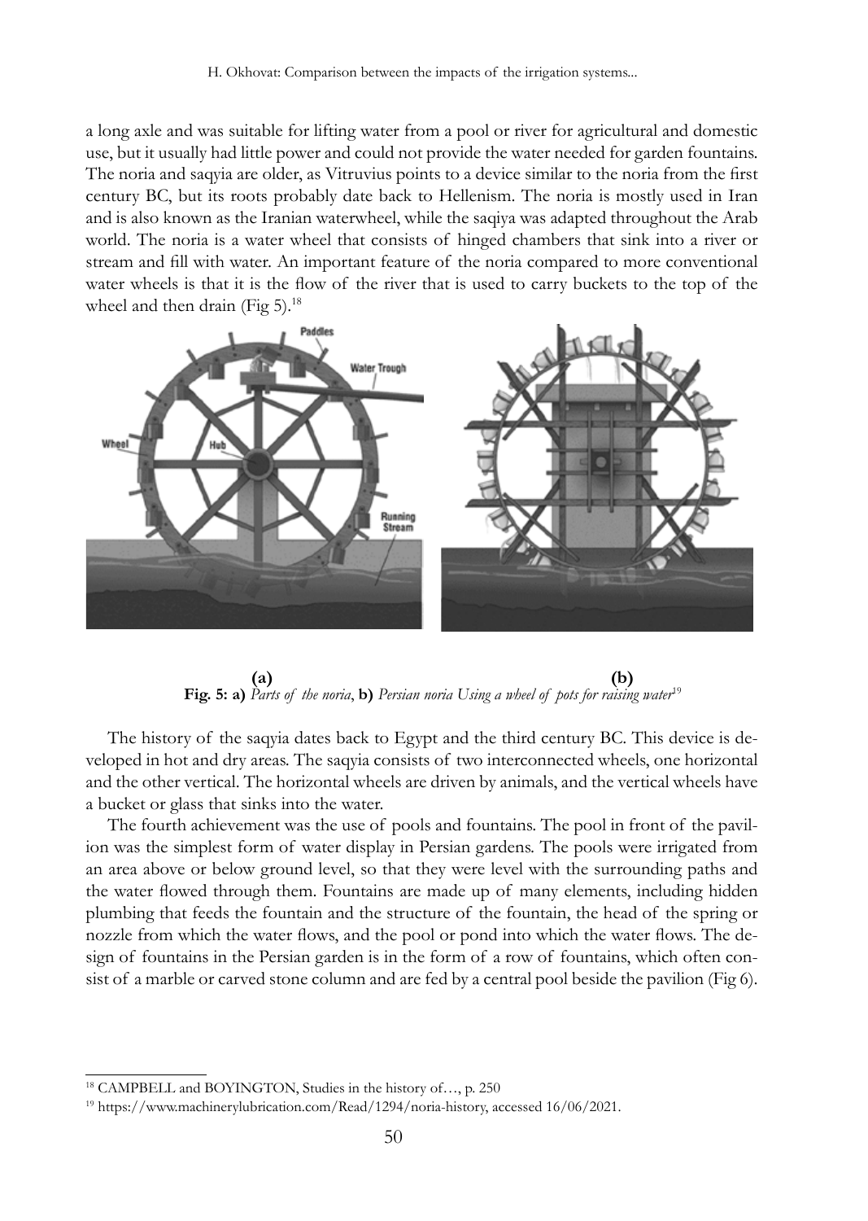a long axle and was suitable for lifting water from a pool or river for agricultural and domestic use, but it usually had little power and could not provide the water needed for garden fountains. The noria and saqyia are older, as Vitruvius points to a device similar to the noria from the first century BC, but its roots probably date back to Hellenism. The noria is mostly used in Iran and is also known as the Iranian waterwheel, while the saqiya was adapted throughout the Arab world. The noria is a water wheel that consists of hinged chambers that sink into a river or stream and fill with water. An important feature of the noria compared to more conventional water wheels is that it is the flow of the river that is used to carry buckets to the top of the wheel and then drain (Fig 5).[18]

**(a)** **(b)**
**Fig. 5: a)** *Parts of the noria*, **b)** *Persian noria Using a wheel of pots for raising water*[19]

The history of the saqyia dates back to Egypt and the third century BC. This device is developed in hot and dry areas. The saqyia consists of two interconnected wheels, one horizontal and the other vertical. The horizontal wheels are driven by animals, and the vertical wheels have a bucket or glass that sinks into the water.

The fourth achievement was the use of pools and fountains. The pool in front of the pavilion was the simplest form of water display in Persian gardens. The pools were irrigated from an area above or below ground level, so that they were level with the surrounding paths and the water flowed through them. Fountains are made up of many elements, including hidden plumbing that feeds the fountain and the structure of the fountain, the head of the spring or nozzle from which the water flows, and the pool or pond into which the water flows. The design of fountains in the Persian garden is in the form of a row of fountains, which often consist of a marble or carved stone column and are fed by a central pool beside the pavilion (Fig 6).

---

[18] CAMPBELL and BOYINGTON, Studies in the history of…, p. 250

[19] https://www.machinerylubrication.com/Read/1294/noria-history, accessed 16/06/2021.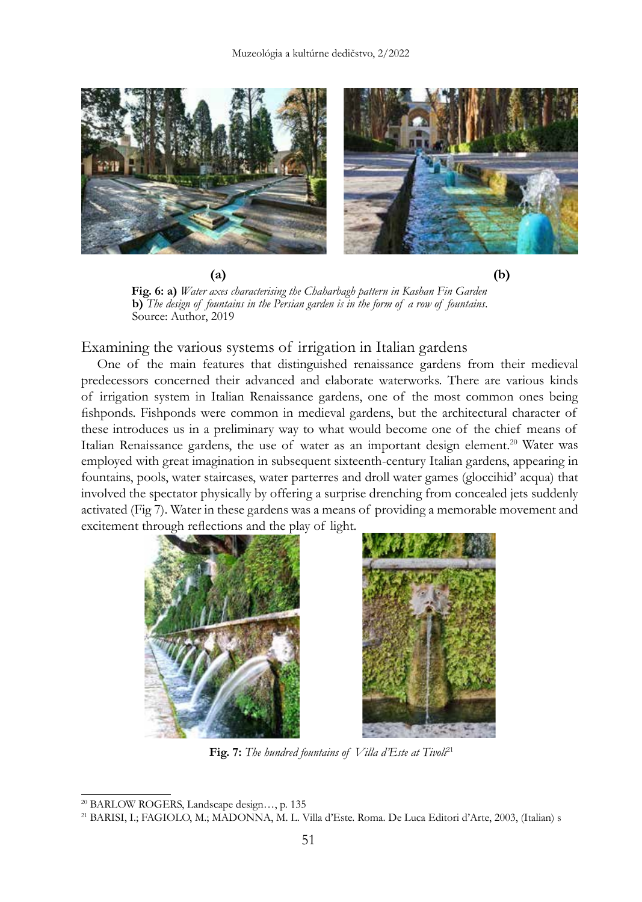(a) (b)

**Fig. 6: a)** *Water axes characterising the Chaharbagh pattern in Kashan Fin Garden*
**b)** *The design of fountains in the Persian garden is in the form of a row of fountains*.
Source: Author, 2019

## Examining the various systems of irrigation in Italian gardens

One of the main features that distinguished renaissance gardens from their medieval predecessors concerned their advanced and elaborate waterworks. There are various kinds of irrigation system in Italian Renaissance gardens, one of the most common ones being fishponds. Fishponds were common in medieval gardens, but the architectural character of these introduces us in a preliminary way to what would become one of the chief means of Italian Renaissance gardens, the use of water as an important design element.[20] Water was employed with great imagination in subsequent sixteenth-century Italian gardens, appearing in fountains, pools, water staircases, water parterres and droll water games (gloccihid' acqua) that involved the spectator physically by offering a surprise drenching from concealed jets suddenly activated (Fig 7). Water in these gardens was a means of providing a memorable movement and excitement through reflections and the play of light.

**Fig. 7:** *The hundred fountains of Villa d'Este at Tivoli*[21]

---

[20] BARLOW ROGERS, Landscape design…, p. 135

[21] BARISI, I.; FAGIOLO, M.; MADONNA, M. L. Villa d'Este. Roma. De Luca Editori d'Arte, 2003, (Italian) s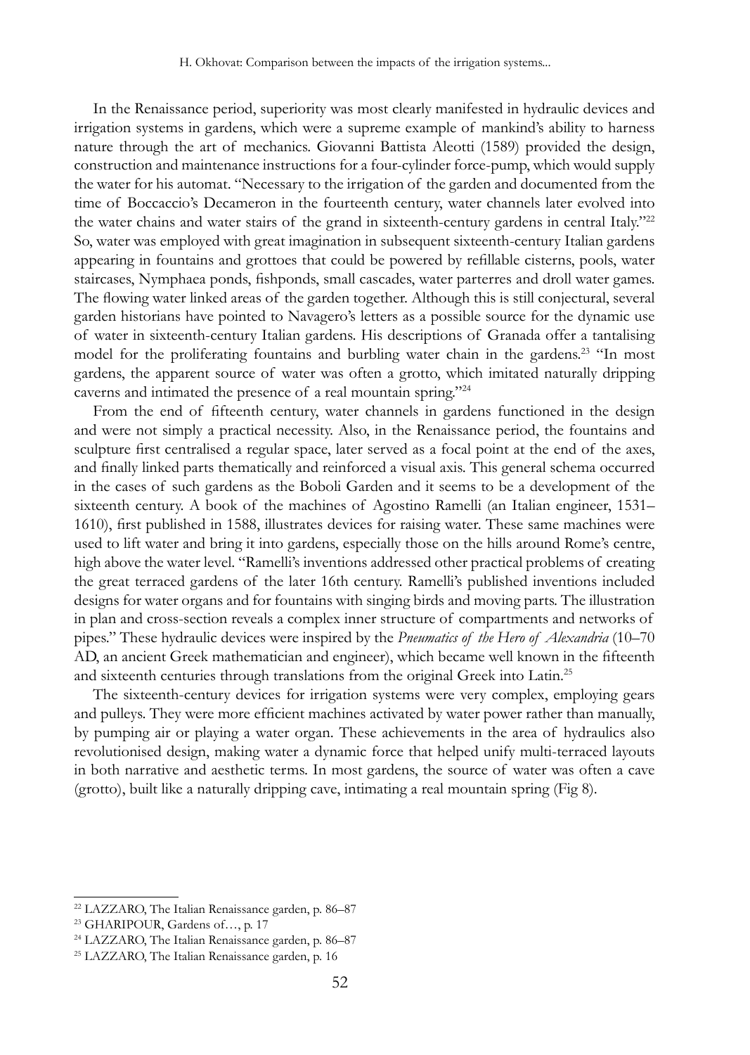In the Renaissance period, superiority was most clearly manifested in hydraulic devices and irrigation systems in gardens, which were a supreme example of mankind's ability to harness nature through the art of mechanics. Giovanni Battista Aleotti (1589) provided the design, construction and maintenance instructions for a four-cylinder force-pump, which would supply the water for his automat. "Necessary to the irrigation of the garden and documented from the time of Boccaccio's Decameron in the fourteenth century, water channels later evolved into the water chains and water stairs of the grand in sixteenth-century gardens in central Italy."[22] So, water was employed with great imagination in subsequent sixteenth-century Italian gardens appearing in fountains and grottoes that could be powered by refillable cisterns, pools, water staircases, Nymphaea ponds, fishponds, small cascades, water parterres and droll water games. The flowing water linked areas of the garden together. Although this is still conjectural, several garden historians have pointed to Navagero's letters as a possible source for the dynamic use of water in sixteenth-century Italian gardens. His descriptions of Granada offer a tantalising model for the proliferating fountains and burbling water chain in the gardens.[23] "In most gardens, the apparent source of water was often a grotto, which imitated naturally dripping caverns and intimated the presence of a real mountain spring."[24]

From the end of fifteenth century, water channels in gardens functioned in the design and were not simply a practical necessity. Also, in the Renaissance period, the fountains and sculpture first centralised a regular space, later served as a focal point at the end of the axes, and finally linked parts thematically and reinforced a visual axis. This general schema occurred in the cases of such gardens as the Boboli Garden and it seems to be a development of the sixteenth century. A book of the machines of Agostino Ramelli (an Italian engineer, 1531–1610), first published in 1588, illustrates devices for raising water. These same machines were used to lift water and bring it into gardens, especially those on the hills around Rome's centre, high above the water level. "Ramelli's inventions addressed other practical problems of creating the great terraced gardens of the later 16th century. Ramelli's published inventions included designs for water organs and for fountains with singing birds and moving parts. The illustration in plan and cross-section reveals a complex inner structure of compartments and networks of pipes." These hydraulic devices were inspired by the *Pneumatics of the Hero of Alexandria* (10–70 AD, an ancient Greek mathematician and engineer), which became well known in the fifteenth and sixteenth centuries through translations from the original Greek into Latin.[25]

The sixteenth-century devices for irrigation systems were very complex, employing gears and pulleys. They were more efficient machines activated by water power rather than manually, by pumping air or playing a water organ. These achievements in the area of hydraulics also revolutionised design, making water a dynamic force that helped unify multi-terraced layouts in both narrative and aesthetic terms. In most gardens, the source of water was often a cave (grotto), built like a naturally dripping cave, intimating a real mountain spring (Fig 8).

---

[22] LAZZARO, The Italian Renaissance garden, p. 86–87

[23] GHARIPOUR, Gardens of…, p. 17

[24] LAZZARO, The Italian Renaissance garden, p. 86–87

[25] LAZZARO, The Italian Renaissance garden, p. 16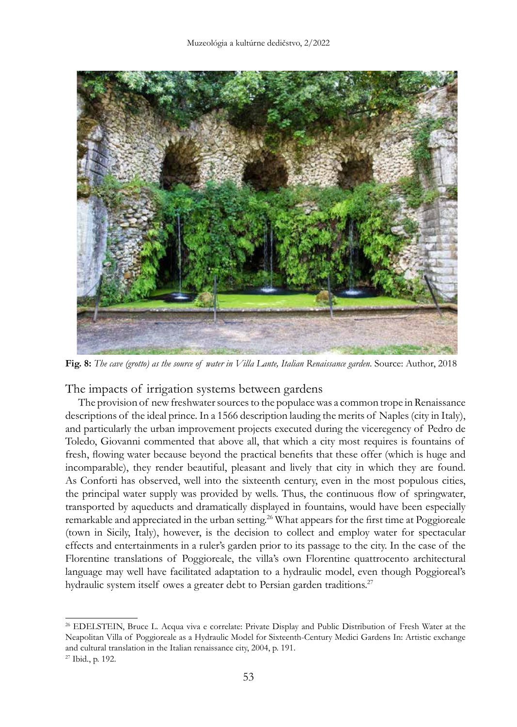**Fig. 8:** *The cave (grotto) as the source of water in Villa Lante, Italian Renaissance garden.* Source: Author, 2018

## The impacts of irrigation systems between gardens

The provision of new freshwater sources to the populace was a common trope in Renaissance descriptions of the ideal prince. In a 1566 description lauding the merits of Naples (city in Italy), and particularly the urban improvement projects executed during the viceregency of Pedro de Toledo, Giovanni commented that above all, that which a city most requires is fountains of fresh, flowing water because beyond the practical benefits that these offer (which is huge and incomparable), they render beautiful, pleasant and lively that city in which they are found. As Conforti has observed, well into the sixteenth century, even in the most populous cities, the principal water supply was provided by wells. Thus, the continuous flow of springwater, transported by aqueducts and dramatically displayed in fountains, would have been especially remarkable and appreciated in the urban setting.[26] What appears for the first time at Poggioreale (town in Sicily, Italy), however, is the decision to collect and employ water for spectacular effects and entertainments in a ruler's garden prior to its passage to the city. In the case of the Florentine translations of Poggioreale, the villa's own Florentine quattrocento architectural language may well have facilitated adaptation to a hydraulic model, even though Poggioreal's hydraulic system itself owes a greater debt to Persian garden traditions.[27]

---

[26] EDELSTEIN, Bruce L. Acqua viva e correlate: Private Display and Public Distribution of Fresh Water at the Neapolitan Villa of Poggioreale as a Hydraulic Model for Sixteenth-Century Medici Gardens In: Artistic exchange and cultural translation in the Italian renaissance city, 2004, p. 191.

[27] Ibid., p. 192.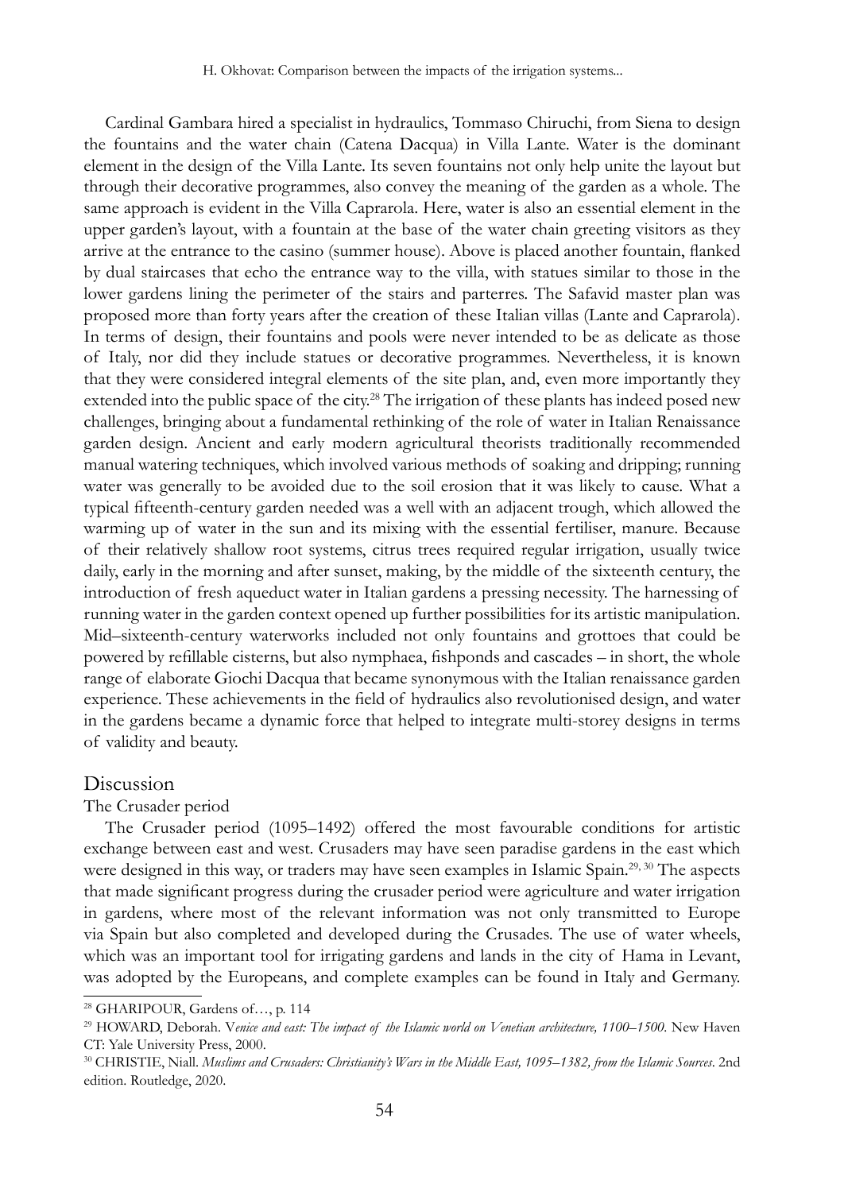Cardinal Gambara hired a specialist in hydraulics, Tommaso Chiruchi, from Siena to design the fountains and the water chain (Catena Dacqua) in Villa Lante. Water is the dominant element in the design of the Villa Lante. Its seven fountains not only help unite the layout but through their decorative programmes, also convey the meaning of the garden as a whole. The same approach is evident in the Villa Caprarola. Here, water is also an essential element in the upper garden's layout, with a fountain at the base of the water chain greeting visitors as they arrive at the entrance to the casino (summer house). Above is placed another fountain, flanked by dual staircases that echo the entrance way to the villa, with statues similar to those in the lower gardens lining the perimeter of the stairs and parterres. The Safavid master plan was proposed more than forty years after the creation of these Italian villas (Lante and Caprarola). In terms of design, their fountains and pools were never intended to be as delicate as those of Italy, nor did they include statues or decorative programmes. Nevertheless, it is known that they were considered integral elements of the site plan, and, even more importantly they extended into the public space of the city.[28] The irrigation of these plants has indeed posed new challenges, bringing about a fundamental rethinking of the role of water in Italian Renaissance garden design. Ancient and early modern agricultural theorists traditionally recommended manual watering techniques, which involved various methods of soaking and dripping; running water was generally to be avoided due to the soil erosion that it was likely to cause. What a typical fifteenth-century garden needed was a well with an adjacent trough, which allowed the warming up of water in the sun and its mixing with the essential fertiliser, manure. Because of their relatively shallow root systems, citrus trees required regular irrigation, usually twice daily, early in the morning and after sunset, making, by the middle of the sixteenth century, the introduction of fresh aqueduct water in Italian gardens a pressing necessity. The harnessing of running water in the garden context opened up further possibilities for its artistic manipulation. Mid–sixteenth-century waterworks included not only fountains and grottoes that could be powered by refillable cisterns, but also nymphaea, fishponds and cascades – in short, the whole range of elaborate Giochi Dacqua that became synonymous with the Italian renaissance garden experience. These achievements in the field of hydraulics also revolutionised design, and water in the gardens became a dynamic force that helped to integrate multi-storey designs in terms of validity and beauty.

## Discussion

### The Crusader period

The Crusader period (1095–1492) offered the most favourable conditions for artistic exchange between east and west. Crusaders may have seen paradise gardens in the east which were designed in this way, or traders may have seen examples in Islamic Spain.[29, 30] The aspects that made significant progress during the crusader period were agriculture and water irrigation in gardens, where most of the relevant information was not only transmitted to Europe via Spain but also completed and developed during the Crusades. The use of water wheels, which was an important tool for irrigating gardens and lands in the city of Hama in Levant, was adopted by the Europeans, and complete examples can be found in Italy and Germany.

---

[28] GHARIPOUR, Gardens of…, p. 114

[29] HOWARD, Deborah. V*enice and east: The impact of the Islamic world on Venetian architecture, 1100–1500*. New Haven CT: Yale University Press, 2000.

[30] CHRISTIE, Niall. *Muslims and Crusaders: Christianity's Wars in the Middle East, 1095–1382, from the Islamic Sources*. 2nd edition. Routledge, 2020.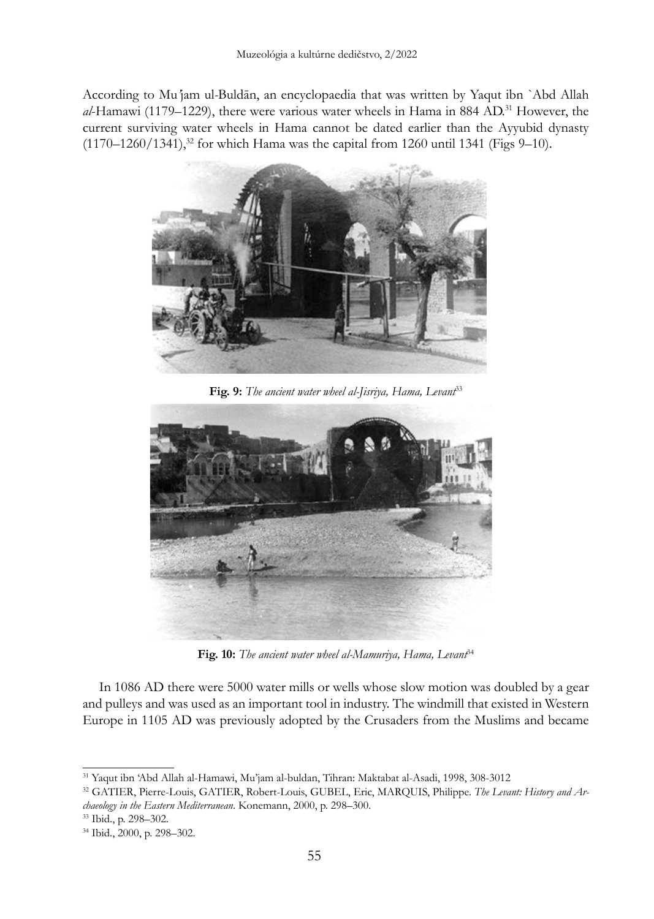According to Muʾjam ul-Buldān, an encyclopaedia that was written by Yaqut ibn `Abd Allah *al*-Hamawi (1179–1229), there were various water wheels in Hama in 884 AD.[31] However, the current surviving water wheels in Hama cannot be dated earlier than the Ayyubid dynasty (1170–1260/1341),[32] for which Hama was the capital from 1260 until 1341 (Figs 9–10).

**Fig. 9:** *The ancient water wheel al-Jisriya, Hama, Levant*[33]

**Fig. 10:** *The ancient water wheel al-Mamuriya, Hama, Levant*[34]

In 1086 AD there were 5000 water mills or wells whose slow motion was doubled by a gear and pulleys and was used as an important tool in industry. The windmill that existed in Western Europe in 1105 AD was previously adopted by the Crusaders from the Muslims and became

---

[31] Yaqut ibn ʿAbd Allah al-Hamawi, Mu'jam al-buldan, Tihran: Maktabat al-Asadi, 1998, 308-3012

[32] GATIER, Pierre-Louis, GATIER, Robert-Louis, GUBEL, Eric, MARQUIS, Philippe. *The Levant: History and Archaeology in the Eastern Mediterranean*. Konemann, 2000, p. 298–300.

[33] Ibid., p. 298–302.

[34] Ibid., 2000, p. 298–302.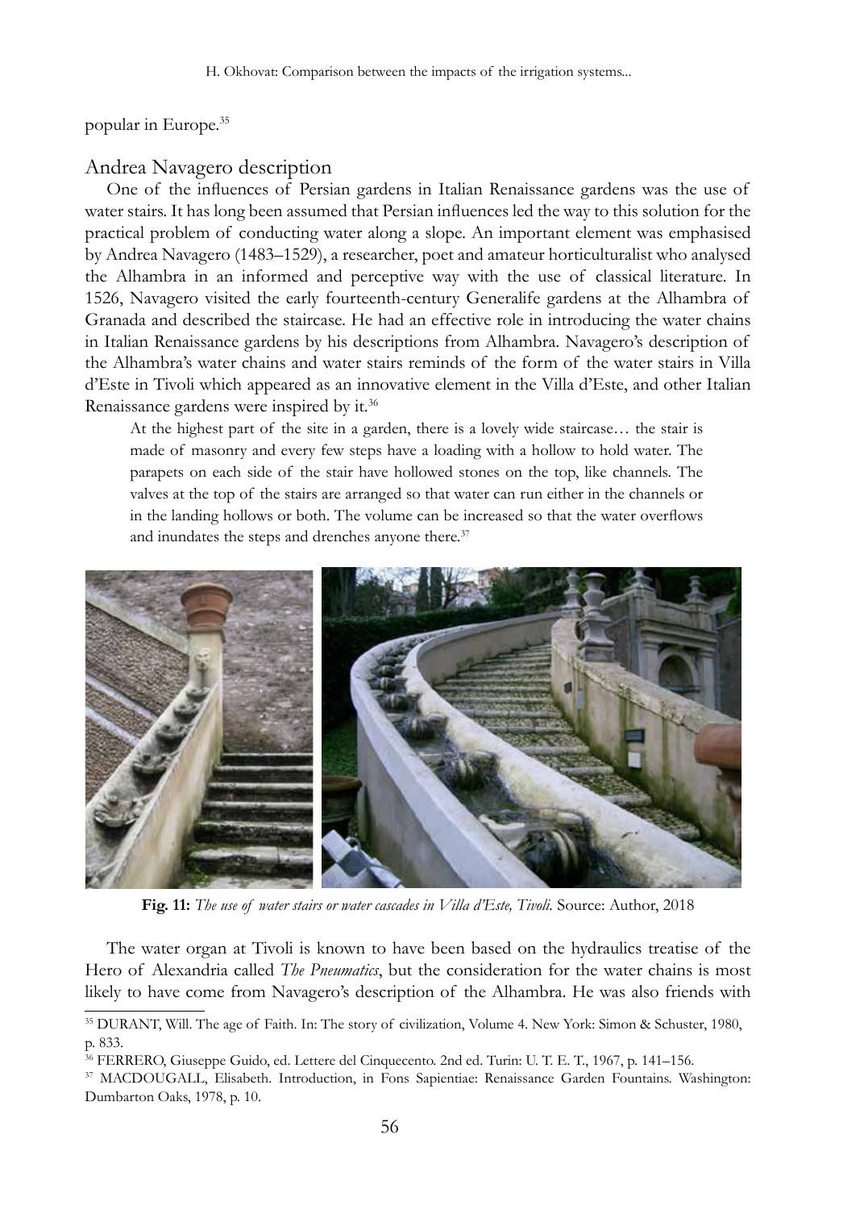popular in Europe.[35]

## Andrea Navagero description

One of the influences of Persian gardens in Italian Renaissance gardens was the use of water stairs. It has long been assumed that Persian influences led the way to this solution for the practical problem of conducting water along a slope. An important element was emphasised by Andrea Navagero (1483–1529), a researcher, poet and amateur horticulturalist who analysed the Alhambra in an informed and perceptive way with the use of classical literature. In 1526, Navagero visited the early fourteenth-century Generalife gardens at the Alhambra of Granada and described the staircase. He had an effective role in introducing the water chains in Italian Renaissance gardens by his descriptions from Alhambra. Navagero's description of the Alhambra's water chains and water stairs reminds of the form of the water stairs in Villa d'Este in Tivoli which appeared as an innovative element in the Villa d'Este, and other Italian Renaissance gardens were inspired by it.[36]

> At the highest part of the site in a garden, there is a lovely wide staircase… the stair is made of masonry and every few steps have a loading with a hollow to hold water. The parapets on each side of the stair have hollowed stones on the top, like channels. The valves at the top of the stairs are arranged so that water can run either in the channels or in the landing hollows or both. The volume can be increased so that the water overflows and inundates the steps and drenches anyone there.[37]

**Fig. 11:** *The use of water stairs or water cascades in Villa d'Este, Tivoli.* Source: Author, 2018

The water organ at Tivoli is known to have been based on the hydraulics treatise of the Hero of Alexandria called *The Pneumatics*, but the consideration for the water chains is most likely to have come from Navagero's description of the Alhambra. He was also friends with

---

[35] DURANT, Will. The age of Faith. In: The story of civilization, Volume 4. New York: Simon & Schuster, 1980, p. 833.

[36] FERRERO, Giuseppe Guido, ed. Lettere del Cinquecento. 2nd ed. Turin: U. T. E. T., 1967, p. 141–156.

[37] MACDOUGALL, Elisabeth. Introduction, in Fons Sapientiae: Renaissance Garden Fountains. Washington: Dumbarton Oaks, 1978, p. 10.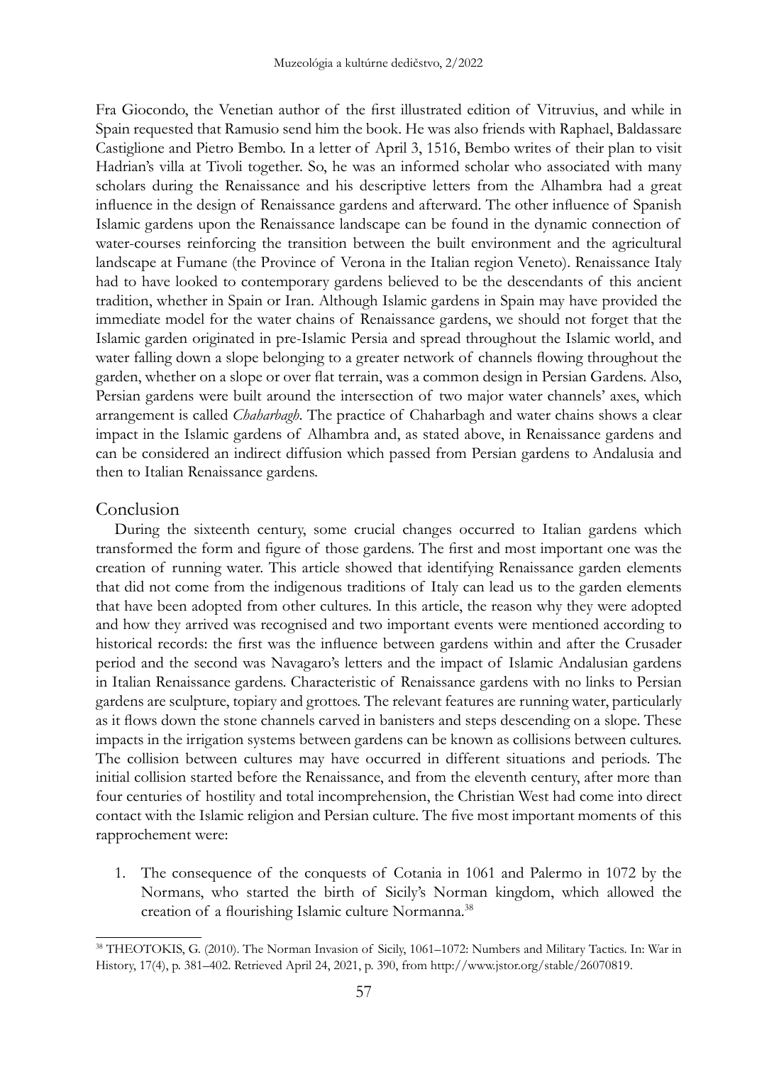Fra Giocondo, the Venetian author of the first illustrated edition of Vitruvius, and while in Spain requested that Ramusio send him the book. He was also friends with Raphael, Baldassare Castiglione and Pietro Bembo. In a letter of April 3, 1516, Bembo writes of their plan to visit Hadrian's villa at Tivoli together. So, he was an informed scholar who associated with many scholars during the Renaissance and his descriptive letters from the Alhambra had a great influence in the design of Renaissance gardens and afterward. The other influence of Spanish Islamic gardens upon the Renaissance landscape can be found in the dynamic connection of water-courses reinforcing the transition between the built environment and the agricultural landscape at Fumane (the Province of Verona in the Italian region Veneto). Renaissance Italy had to have looked to contemporary gardens believed to be the descendants of this ancient tradition, whether in Spain or Iran. Although Islamic gardens in Spain may have provided the immediate model for the water chains of Renaissance gardens, we should not forget that the Islamic garden originated in pre-Islamic Persia and spread throughout the Islamic world, and water falling down a slope belonging to a greater network of channels flowing throughout the garden, whether on a slope or over flat terrain, was a common design in Persian Gardens. Also, Persian gardens were built around the intersection of two major water channels' axes, which arrangement is called *Chaharbagh*. The practice of Chaharbagh and water chains shows a clear impact in the Islamic gardens of Alhambra and, as stated above, in Renaissance gardens and can be considered an indirect diffusion which passed from Persian gardens to Andalusia and then to Italian Renaissance gardens.

## Conclusion

During the sixteenth century, some crucial changes occurred to Italian gardens which transformed the form and figure of those gardens. The first and most important one was the creation of running water. This article showed that identifying Renaissance garden elements that did not come from the indigenous traditions of Italy can lead us to the garden elements that have been adopted from other cultures. In this article, the reason why they were adopted and how they arrived was recognised and two important events were mentioned according to historical records: the first was the influence between gardens within and after the Crusader period and the second was Navagaro's letters and the impact of Islamic Andalusian gardens in Italian Renaissance gardens. Characteristic of Renaissance gardens with no links to Persian gardens are sculpture, topiary and grottoes. The relevant features are running water, particularly as it flows down the stone channels carved in banisters and steps descending on a slope. These impacts in the irrigation systems between gardens can be known as collisions between cultures. The collision between cultures may have occurred in different situations and periods. The initial collision started before the Renaissance, and from the eleventh century, after more than four centuries of hostility and total incomprehension, the Christian West had come into direct contact with the Islamic religion and Persian culture. The five most important moments of this rapprochement were:

1. The consequence of the conquests of Cotania in 1061 and Palermo in 1072 by the Normans, who started the birth of Sicily's Norman kingdom, which allowed the creation of a flourishing Islamic culture Normanna.[38]

---

[38] THEOTOKIS, G. (2010). The Norman Invasion of Sicily, 1061–1072: Numbers and Military Tactics. In: War in History, 17(4), p. 381–402. Retrieved April 24, 2021, p. 390, from http://www.jstor.org/stable/26070819.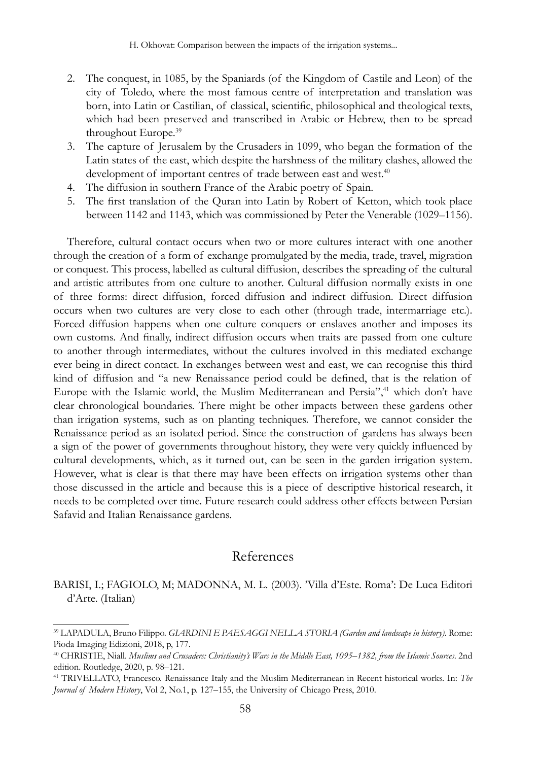2. The conquest, in 1085, by the Spaniards (of the Kingdom of Castile and Leon) of the city of Toledo, where the most famous centre of interpretation and translation was born, into Latin or Castilian, of classical, scientific, philosophical and theological texts, which had been preserved and transcribed in Arabic or Hebrew, then to be spread throughout Europe.[39]
3. The capture of Jerusalem by the Crusaders in 1099, who began the formation of the Latin states of the east, which despite the harshness of the military clashes, allowed the development of important centres of trade between east and west.[40]
4. The diffusion in southern France of the Arabic poetry of Spain.
5. The first translation of the Quran into Latin by Robert of Ketton, which took place between 1142 and 1143, which was commissioned by Peter the Venerable (1029–1156).

Therefore, cultural contact occurs when two or more cultures interact with one another through the creation of a form of exchange promulgated by the media, trade, travel, migration or conquest. This process, labelled as cultural diffusion, describes the spreading of the cultural and artistic attributes from one culture to another. Cultural diffusion normally exists in one of three forms: direct diffusion, forced diffusion and indirect diffusion. Direct diffusion occurs when two cultures are very close to each other (through trade, intermarriage etc.). Forced diffusion happens when one culture conquers or enslaves another and imposes its own customs. And finally, indirect diffusion occurs when traits are passed from one culture to another through intermediates, without the cultures involved in this mediated exchange ever being in direct contact. In exchanges between west and east, we can recognise this third kind of diffusion and "a new Renaissance period could be defined, that is the relation of Europe with the Islamic world, the Muslim Mediterranean and Persia",[41] which don't have clear chronological boundaries. There might be other impacts between these gardens other than irrigation systems, such as on planting techniques. Therefore, we cannot consider the Renaissance period as an isolated period. Since the construction of gardens has always been a sign of the power of governments throughout history, they were very quickly influenced by cultural developments, which, as it turned out, can be seen in the garden irrigation system. However, what is clear is that there may have been effects on irrigation systems other than those discussed in the article and because this is a piece of descriptive historical research, it needs to be completed over time. Future research could address other effects between Persian Safavid and Italian Renaissance gardens.

## References

BARISI, I.; FAGIOLO, M; MADONNA, M. L. (2003). 'Villa d'Este. Roma': De Luca Editori d'Arte. (Italian)

---

[39] LAPADULA, Bruno Filippo. *GIARDINI E PAESAGGI NELLA STORIA (Garden and landscape in history)*. Rome: Pioda Imaging Edizioni, 2018, p, 177.

[40] CHRISTIE, Niall. *Muslims and Crusaders: Christianity's Wars in the Middle East, 1095–1382, from the Islamic Sources*. 2nd edition. Routledge, 2020, p. 98–121.

[41] TRIVELLATO, Francesco. Renaissance Italy and the Muslim Mediterranean in Recent historical works. In: *The Journal of Modern History*, Vol 2, No.1, p. 127–155, the University of Chicago Press, 2010.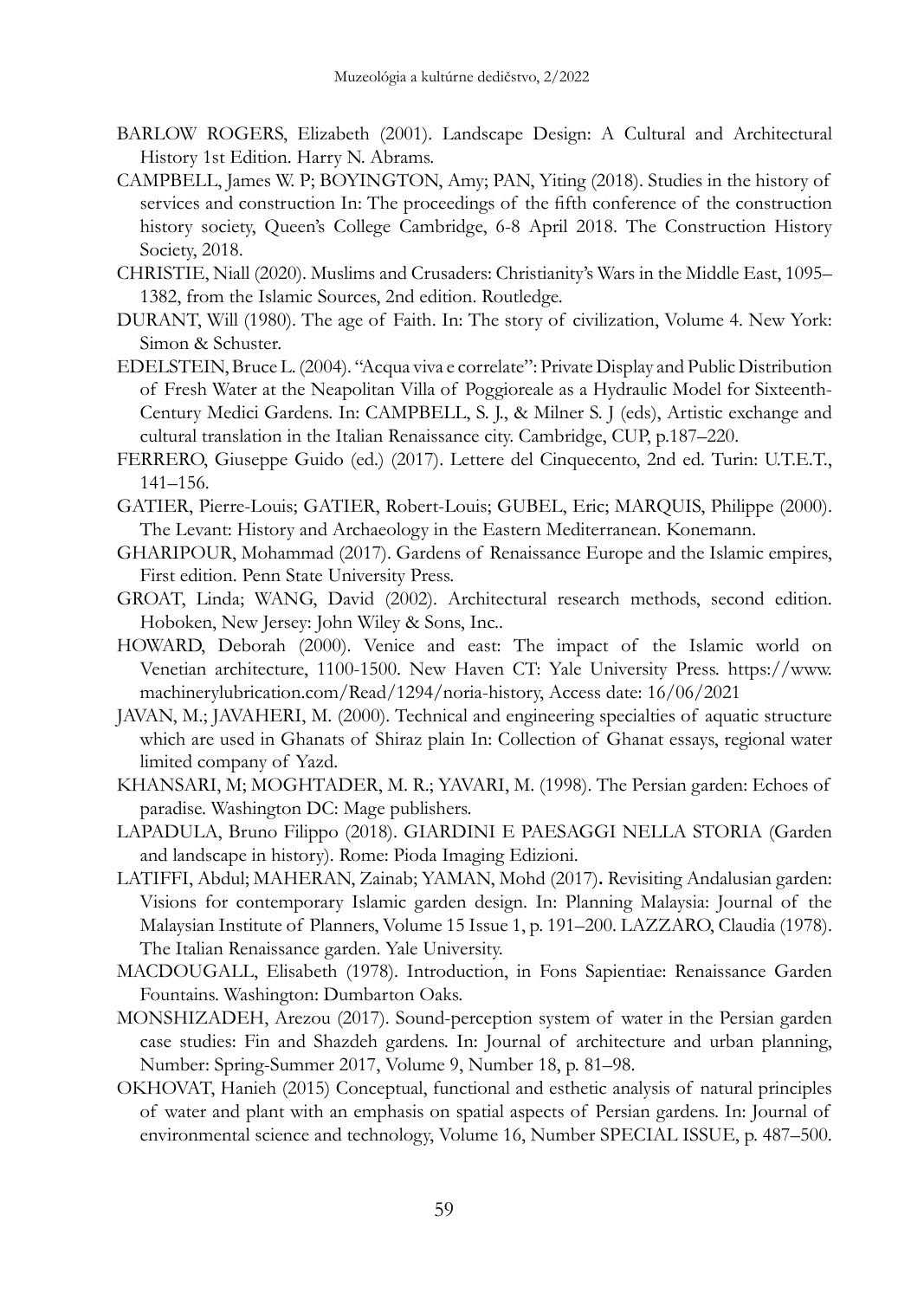BARLOW ROGERS, Elizabeth (2001). Landscape Design: A Cultural and Architectural History 1st Edition. Harry N. Abrams.

CAMPBELL, James W. P; BOYINGTON, Amy; PAN, Yiting (2018). Studies in the history of services and construction In: The proceedings of the fifth conference of the construction history society, Queen's College Cambridge, 6-8 April 2018. The Construction History Society, 2018.

CHRISTIE, Niall (2020). Muslims and Crusaders: Christianity's Wars in the Middle East, 1095–1382, from the Islamic Sources, 2nd edition. Routledge.

DURANT, Will (1980). The age of Faith. In: The story of civilization, Volume 4. New York: Simon & Schuster.

EDELSTEIN, Bruce L. (2004). "Acqua viva e correlate": Private Display and Public Distribution of Fresh Water at the Neapolitan Villa of Poggioreale as a Hydraulic Model for Sixteenth-Century Medici Gardens. In: CAMPBELL, S. J., & Milner S. J (eds), Artistic exchange and cultural translation in the Italian Renaissance city. Cambridge, CUP, p.187–220.

FERRERO, Giuseppe Guido (ed.) (2017). Lettere del Cinquecento, 2nd ed. Turin: U.T.E.T., 141–156.

GATIER, Pierre-Louis; GATIER, Robert-Louis; GUBEL, Eric; MARQUIS, Philippe (2000). The Levant: History and Archaeology in the Eastern Mediterranean. Konemann.

GHARIPOUR, Mohammad (2017). Gardens of Renaissance Europe and the Islamic empires, First edition. Penn State University Press.

GROAT, Linda; WANG, David (2002). Architectural research methods, second edition. Hoboken, New Jersey: John Wiley & Sons, Inc..

HOWARD, Deborah (2000). Venice and east: The impact of the Islamic world on Venetian architecture, 1100-1500. New Haven CT: Yale University Press. https://www.machinerylubrication.com/Read/1294/noria-history, Access date: 16/06/2021

JAVAN, M.; JAVAHERI, M. (2000). Technical and engineering specialties of aquatic structure which are used in Ghanats of Shiraz plain In: Collection of Ghanat essays, regional water limited company of Yazd.

KHANSARI, M; MOGHTADER, M. R.; YAVARI, M. (1998). The Persian garden: Echoes of paradise. Washington DC: Mage publishers.

LAPADULA, Bruno Filippo (2018). GIARDINI E PAESAGGI NELLA STORIA (Garden and landscape in history). Rome: Pioda Imaging Edizioni.

LATIFFI, Abdul; MAHERAN, Zainab; YAMAN, Mohd (2017). Revisiting Andalusian garden: Visions for contemporary Islamic garden design. In: Planning Malaysia: Journal of the Malaysian Institute of Planners, Volume 15 Issue 1, p. 191–200. LAZZARO, Claudia (1978). The Italian Renaissance garden. Yale University.

MACDOUGALL, Elisabeth (1978). Introduction, in Fons Sapientiae: Renaissance Garden Fountains. Washington: Dumbarton Oaks.

MONSHIZADEH, Arezou (2017). Sound-perception system of water in the Persian garden case studies: Fin and Shazdeh gardens. In: Journal of architecture and urban planning, Number: Spring-Summer 2017, Volume 9, Number 18, p. 81–98.

OKHOVAT, Hanieh (2015) Conceptual, functional and esthetic analysis of natural principles of water and plant with an emphasis on spatial aspects of Persian gardens. In: Journal of environmental science and technology, Volume 16, Number SPECIAL ISSUE, p. 487–500.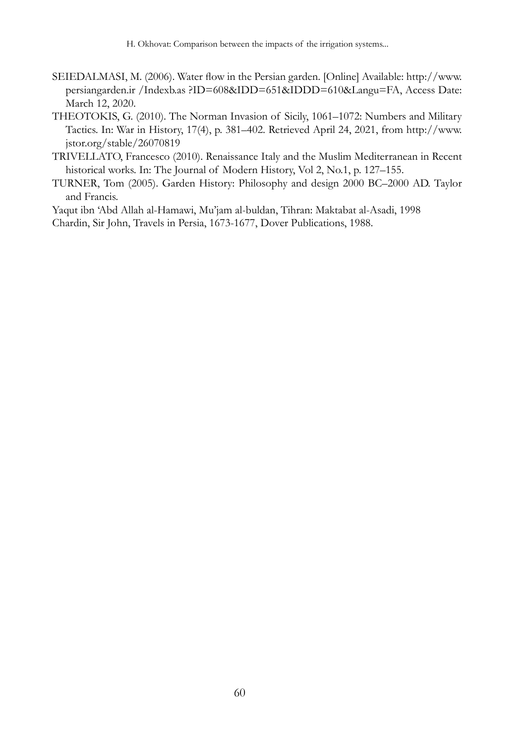SEIEDALMASI, M. (2006). Water flow in the Persian garden. [Online] Available: http://www.persiangarden.ir /Indexb.as ?ID=608&IDD=651&IDDD=610&Langu=FA, Access Date: March 12, 2020.

THEOTOKIS, G. (2010). The Norman Invasion of Sicily, 1061–1072: Numbers and Military Tactics. In: War in History, 17(4), p. 381–402. Retrieved April 24, 2021, from http://www.jstor.org/stable/26070819

TRIVELLATO, Francesco (2010). Renaissance Italy and the Muslim Mediterranean in Recent historical works. In: The Journal of Modern History, Vol 2, No.1, p. 127–155.

TURNER, Tom (2005). Garden History: Philosophy and design 2000 BC–2000 AD. Taylor and Francis.

Yaqut ibn 'Abd Allah al-Hamawi, Mu'jam al-buldan, Tihran: Maktabat al-Asadi, 1998

Chardin, Sir John, Travels in Persia, 1673-1677, Dover Publications, 1988.